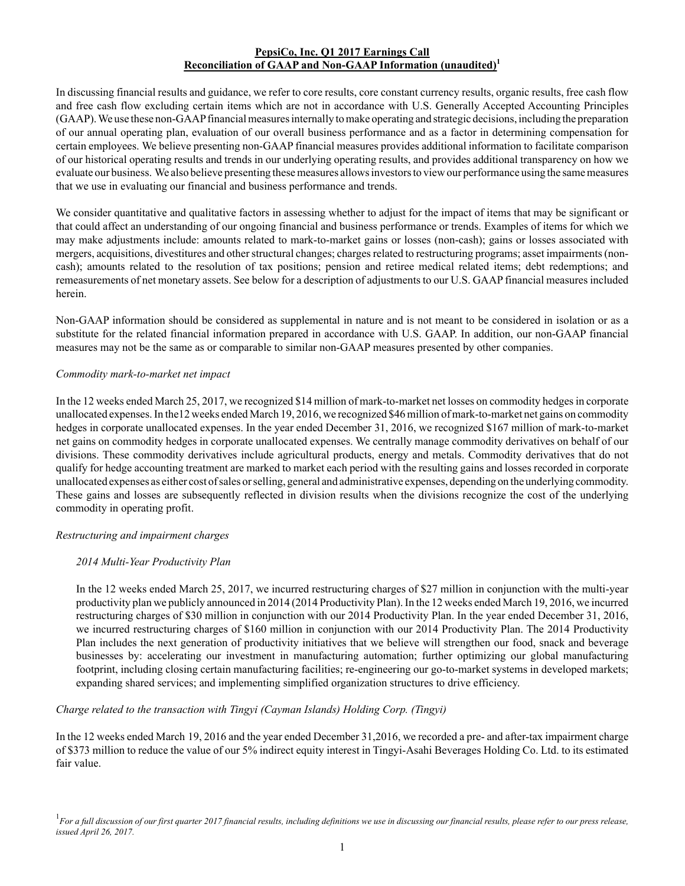**PepsiCo, Inc. Q1 2017 Earnings Call**
**Reconciliation of GAAP and Non-GAAP Information (unaudited)[1]**

In discussing financial results and guidance, we refer to core results, core constant currency results, organic results, free cash flow and free cash flow excluding certain items which are not in accordance with U.S. Generally Accepted Accounting Principles (GAAP). We use these non-GAAP financial measures internally to make operating and strategic decisions, including the preparation of our annual operating plan, evaluation of our overall business performance and as a factor in determining compensation for certain employees. We believe presenting non-GAAP financial measures provides additional information to facilitate comparison of our historical operating results and trends in our underlying operating results, and provides additional transparency on how we evaluate our business. We also believe presenting these measures allows investors to view our performance using the same measures that we use in evaluating our financial and business performance and trends.

We consider quantitative and qualitative factors in assessing whether to adjust for the impact of items that may be significant or that could affect an understanding of our ongoing financial and business performance or trends. Examples of items for which we may make adjustments include: amounts related to mark-to-market gains or losses (non-cash); gains or losses associated with mergers, acquisitions, divestitures and other structural changes; charges related to restructuring programs; asset impairments (non-cash); amounts related to the resolution of tax positions; pension and retiree medical related items; debt redemptions; and remeasurements of net monetary assets. See below for a description of adjustments to our U.S. GAAP financial measures included herein.

Non-GAAP information should be considered as supplemental in nature and is not meant to be considered in isolation or as a substitute for the related financial information prepared in accordance with U.S. GAAP. In addition, our non-GAAP financial measures may not be the same as or comparable to similar non-GAAP measures presented by other companies.

*Commodity mark-to-market net impact*

In the 12 weeks ended March 25, 2017, we recognized $14 million of mark-to-market net losses on commodity hedges in corporate unallocated expenses. In the12 weeks ended March 19, 2016, we recognized $46 million of mark-to-market net gains on commodity hedges in corporate unallocated expenses. In the year ended December 31, 2016, we recognized $167 million of mark-to-market net gains on commodity hedges in corporate unallocated expenses. We centrally manage commodity derivatives on behalf of our divisions. These commodity derivatives include agricultural products, energy and metals. Commodity derivatives that do not qualify for hedge accounting treatment are marked to market each period with the resulting gains and losses recorded in corporate unallocated expenses as either cost of sales or selling, general and administrative expenses, depending on the underlying commodity. These gains and losses are subsequently reflected in division results when the divisions recognize the cost of the underlying commodity in operating profit.

*Restructuring and impairment charges*

*2014 Multi-Year Productivity Plan*

In the 12 weeks ended March 25, 2017, we incurred restructuring charges of $27 million in conjunction with the multi-year productivity plan we publicly announced in 2014 (2014 Productivity Plan). In the 12 weeks ended March 19, 2016, we incurred restructuring charges of $30 million in conjunction with our 2014 Productivity Plan. In the year ended December 31, 2016, we incurred restructuring charges of $160 million in conjunction with our 2014 Productivity Plan. The 2014 Productivity Plan includes the next generation of productivity initiatives that we believe will strengthen our food, snack and beverage businesses by: accelerating our investment in manufacturing automation; further optimizing our global manufacturing footprint, including closing certain manufacturing facilities; re-engineering our go-to-market systems in developed markets; expanding shared services; and implementing simplified organization structures to drive efficiency.

*Charge related to the transaction with Tingyi (Cayman Islands) Holding Corp. (Tingyi)*

In the 12 weeks ended March 19, 2016 and the year ended December 31,2016, we recorded a pre- and after-tax impairment charge of $373 million to reduce the value of our 5% indirect equity interest in Tingyi-Asahi Beverages Holding Co. Ltd. to its estimated fair value.

[1] *For a full discussion of our first quarter 2017 financial results, including definitions we use in discussing our financial results, please refer to our press release, issued April 26, 2017.*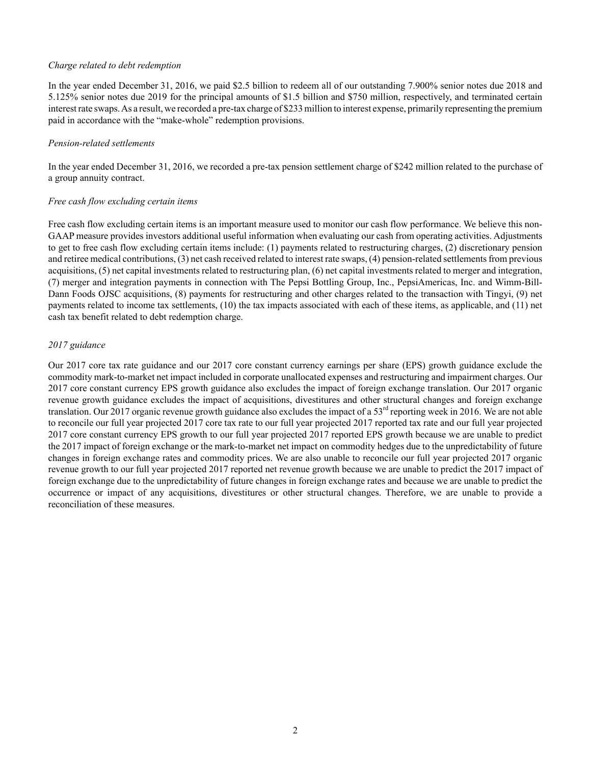*Charge related to debt redemption*

In the year ended December 31, 2016, we paid $2.5 billion to redeem all of our outstanding 7.900% senior notes due 2018 and 5.125% senior notes due 2019 for the principal amounts of $1.5 billion and $750 million, respectively, and terminated certain interest rate swaps. As a result, we recorded a pre-tax charge of $233 million to interest expense, primarily representing the premium paid in accordance with the "make-whole" redemption provisions.

*Pension-related settlements*

In the year ended December 31, 2016, we recorded a pre-tax pension settlement charge of $242 million related to the purchase of a group annuity contract.

*Free cash flow excluding certain items*

Free cash flow excluding certain items is an important measure used to monitor our cash flow performance. We believe this non-GAAP measure provides investors additional useful information when evaluating our cash from operating activities. Adjustments to get to free cash flow excluding certain items include: (1) payments related to restructuring charges, (2) discretionary pension and retiree medical contributions, (3) net cash received related to interest rate swaps, (4) pension-related settlements from previous acquisitions, (5) net capital investments related to restructuring plan, (6) net capital investments related to merger and integration, (7) merger and integration payments in connection with The Pepsi Bottling Group, Inc., PepsiAmericas, Inc. and Wimm-Bill-Dann Foods OJSC acquisitions, (8) payments for restructuring and other charges related to the transaction with Tingyi, (9) net payments related to income tax settlements, (10) the tax impacts associated with each of these items, as applicable, and (11) net cash tax benefit related to debt redemption charge.

*2017 guidance*

Our 2017 core tax rate guidance and our 2017 core constant currency earnings per share (EPS) growth guidance exclude the commodity mark-to-market net impact included in corporate unallocated expenses and restructuring and impairment charges. Our 2017 core constant currency EPS growth guidance also excludes the impact of foreign exchange translation. Our 2017 organic revenue growth guidance excludes the impact of acquisitions, divestitures and other structural changes and foreign exchange translation. Our 2017 organic revenue growth guidance also excludes the impact of a 53rd reporting week in 2016. We are not able to reconcile our full year projected 2017 core tax rate to our full year projected 2017 reported tax rate and our full year projected 2017 core constant currency EPS growth to our full year projected 2017 reported EPS growth because we are unable to predict the 2017 impact of foreign exchange or the mark-to-market net impact on commodity hedges due to the unpredictability of future changes in foreign exchange rates and commodity prices. We are also unable to reconcile our full year projected 2017 organic revenue growth to our full year projected 2017 reported net revenue growth because we are unable to predict the 2017 impact of foreign exchange due to the unpredictability of future changes in foreign exchange rates and because we are unable to predict the occurrence or impact of any acquisitions, divestitures or other structural changes. Therefore, we are unable to provide a reconciliation of these measures.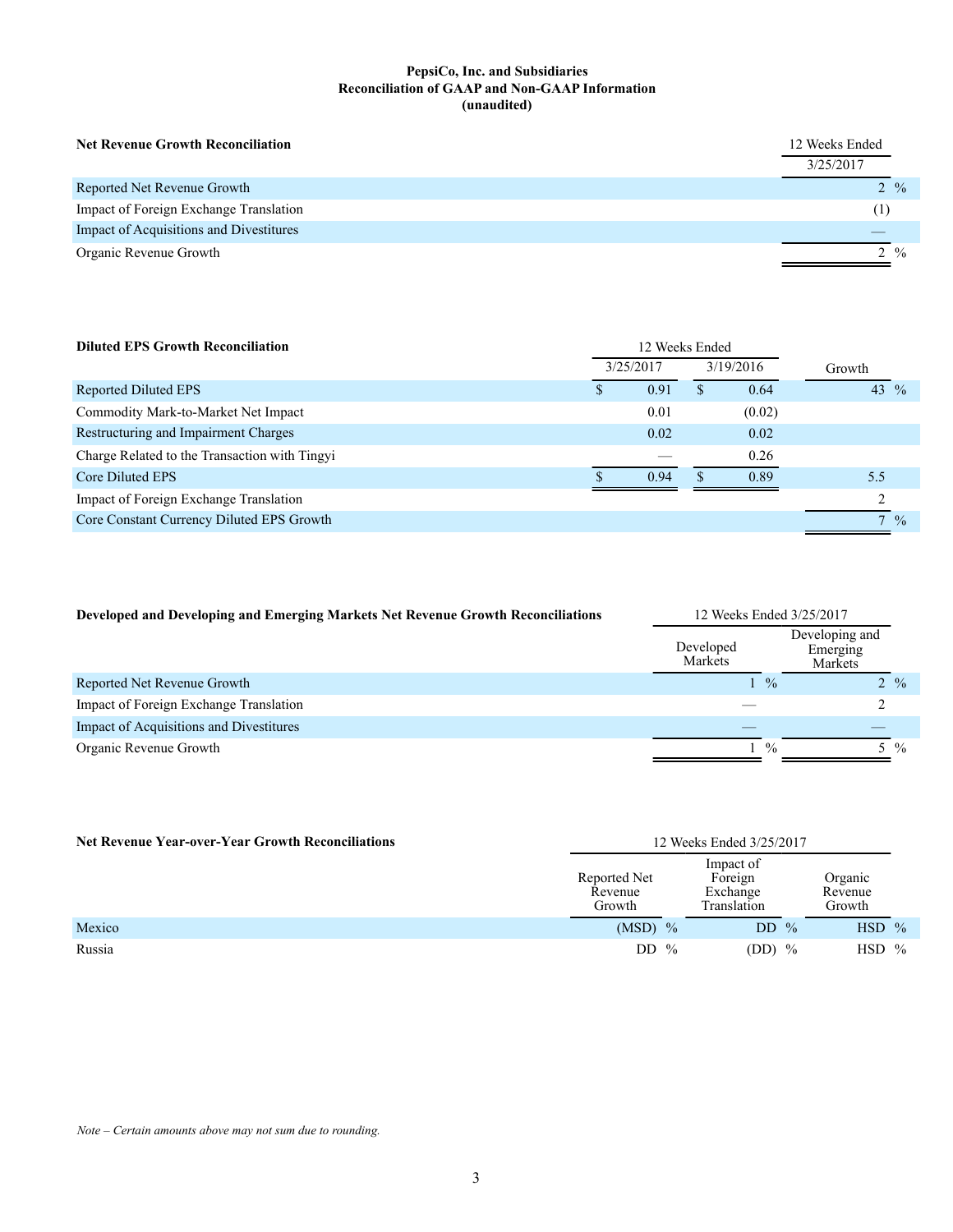**PepsiCo, Inc. and Subsidiaries**
**Reconciliation of GAAP and Non-GAAP Information**
**(unaudited)**

| **Net Revenue Growth Reconciliation** | 12 Weeks Ended 3/25/2017 |
|---|---|
| Reported Net Revenue Growth | 2 % |
| Impact of Foreign Exchange Translation | (1) |
| Impact of Acquisitions and Divestitures | — |
| Organic Revenue Growth | 2 % |

| **Diluted EPS Growth Reconciliation** | 12 Weeks Ended | | |
|---|---|---|---|
| | 3/25/2017 | 3/19/2016 | Growth |
| Reported Diluted EPS | $ 0.91 | $ 0.64 | 43 % |
| Commodity Mark-to-Market Net Impact | 0.01 | (0.02) | |
| Restructuring and Impairment Charges | 0.02 | 0.02 | |
| Charge Related to the Transaction with Tingyi | — | 0.26 | |
| Core Diluted EPS | $ 0.94 | $ 0.89 | 5.5 |
| Impact of Foreign Exchange Translation | | | 2 |
| Core Constant Currency Diluted EPS Growth | | | 7 % |

| **Developed and Developing and Emerging Markets Net Revenue Growth Reconciliations** | 12 Weeks Ended 3/25/2017 | |
|---|---|---|
| | Developed Markets | Developing and Emerging Markets |
| Reported Net Revenue Growth | 1 % | 2 % |
| Impact of Foreign Exchange Translation | — | 2 |
| Impact of Acquisitions and Divestitures | — | — |
| Organic Revenue Growth | 1 % | 5 % |

| **Net Revenue Year-over-Year Growth Reconciliations** | 12 Weeks Ended 3/25/2017 | | |
|---|---|---|---|
| | Reported Net Revenue Growth | Impact of Foreign Exchange Translation | Organic Revenue Growth |
| Mexico | (MSD) % | DD % | HSD % |
| Russia | DD % | (DD) % | HSD % |

*Note – Certain amounts above may not sum due to rounding.*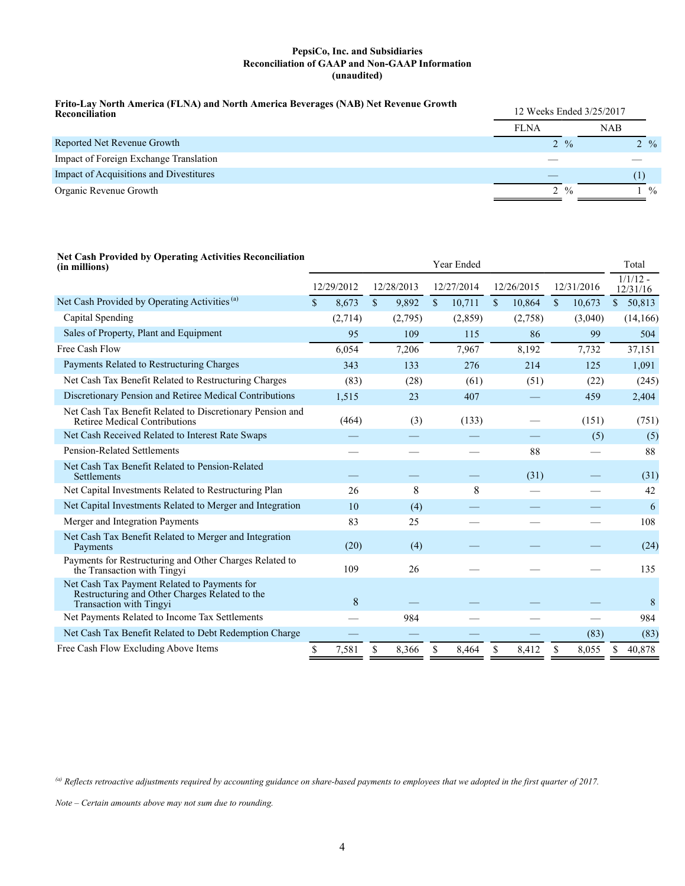**PepsiCo, Inc. and Subsidiaries**
**Reconciliation of GAAP and Non-GAAP Information**
**(unaudited)**

**Frito-Lay North America (FLNA) and North America Beverages (NAB) Net Revenue Growth Reconciliation**

| | 12 Weeks Ended 3/25/2017 | |
|---|---|---|
| | FLNA | NAB |
| Reported Net Revenue Growth | 2 % | 2 % |
| Impact of Foreign Exchange Translation | — | — |
| Impact of Acquisitions and Divestitures | — | (1) |
| Organic Revenue Growth | 2 % | 1 % |

**Net Cash Provided by Operating Activities Reconciliation (in millions)**

| | Year Ended | | | | | Total |
|---|---|---|---|---|---|---|
| | 12/29/2012 | 12/28/2013 | 12/27/2014 | 12/26/2015 | 12/31/2016 | 1/1/12 - 12/31/16 |
| Net Cash Provided by Operating Activities [(a)] | $ 8,673 | $ 9,892 | $ 10,711 | $ 10,864 | $ 10,673 | $ 50,813 |
| Capital Spending | (2,714) | (2,795) | (2,859) | (2,758) | (3,040) | (14,166) |
| Sales of Property, Plant and Equipment | 95 | 109 | 115 | 86 | 99 | 504 |
| Free Cash Flow | 6,054 | 7,206 | 7,967 | 8,192 | 7,732 | 37,151 |
| Payments Related to Restructuring Charges | 343 | 133 | 276 | 214 | 125 | 1,091 |
| Net Cash Tax Benefit Related to Restructuring Charges | (83) | (28) | (61) | (51) | (22) | (245) |
| Discretionary Pension and Retiree Medical Contributions | 1,515 | 23 | 407 | — | 459 | 2,404 |
| Net Cash Tax Benefit Related to Discretionary Pension and Retiree Medical Contributions | (464) | (3) | (133) | — | (151) | (751) |
| Net Cash Received Related to Interest Rate Swaps | — | — | — | — | (5) | (5) |
| Pension-Related Settlements | — | — | — | 88 | — | 88 |
| Net Cash Tax Benefit Related to Pension-Related Settlements | — | — | — | (31) | — | (31) |
| Net Capital Investments Related to Restructuring Plan | 26 | 8 | 8 | — | — | 42 |
| Net Capital Investments Related to Merger and Integration | 10 | (4) | — | — | — | 6 |
| Merger and Integration Payments | 83 | 25 | — | — | — | 108 |
| Net Cash Tax Benefit Related to Merger and Integration Payments | (20) | (4) | — | — | — | (24) |
| Payments for Restructuring and Other Charges Related to the Transaction with Tingyi | 109 | 26 | — | — | — | 135 |
| Net Cash Tax Payment Related to Payments for Restructuring and Other Charges Related to the Transaction with Tingyi | 8 | — | — | — | — | 8 |
| Net Payments Related to Income Tax Settlements | — | 984 | — | — | — | 984 |
| Net Cash Tax Benefit Related to Debt Redemption Charge | — | — | — | — | (83) | (83) |
| Free Cash Flow Excluding Above Items | $ 7,581 | $ 8,366 | $ 8,464 | $ 8,412 | $ 8,055 | $ 40,878 |

*[(a)] Reflects retroactive adjustments required by accounting guidance on share-based payments to employees that we adopted in the first quarter of 2017.*

*Note – Certain amounts above may not sum due to rounding.*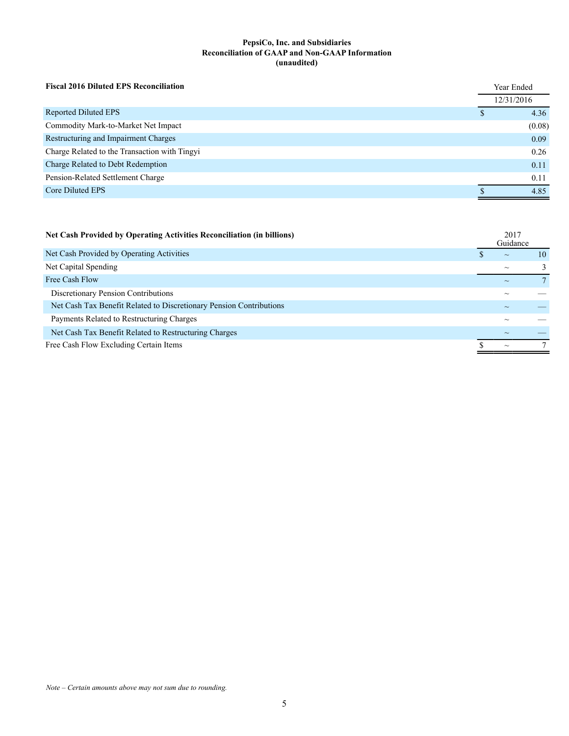**PepsiCo, Inc. and Subsidiaries**
**Reconciliation of GAAP and Non-GAAP Information**
**(unaudited)**

| **Fiscal 2016 Diluted EPS Reconciliation** | Year Ended 12/31/2016 |
|---|---|
| Reported Diluted EPS | $ 4.36 |
| Commodity Mark-to-Market Net Impact | (0.08) |
| Restructuring and Impairment Charges | 0.09 |
| Charge Related to the Transaction with Tingyi | 0.26 |
| Charge Related to Debt Redemption | 0.11 |
| Pension-Related Settlement Charge | 0.11 |
| Core Diluted EPS | $ 4.85 |

| **Net Cash Provided by Operating Activities Reconciliation (in billions)** | 2017 Guidance |
|---|---|
| Net Cash Provided by Operating Activities | $ ~ 10 |
| Net Capital Spending | ~ 3 |
| Free Cash Flow | ~ 7 |
| Discretionary Pension Contributions | ~ — |
| Net Cash Tax Benefit Related to Discretionary Pension Contributions | ~ — |
| Payments Related to Restructuring Charges | ~ — |
| Net Cash Tax Benefit Related to Restructuring Charges | ~ — |
| Free Cash Flow Excluding Certain Items | $ ~ 7 |

*Note – Certain amounts above may not sum due to rounding.*